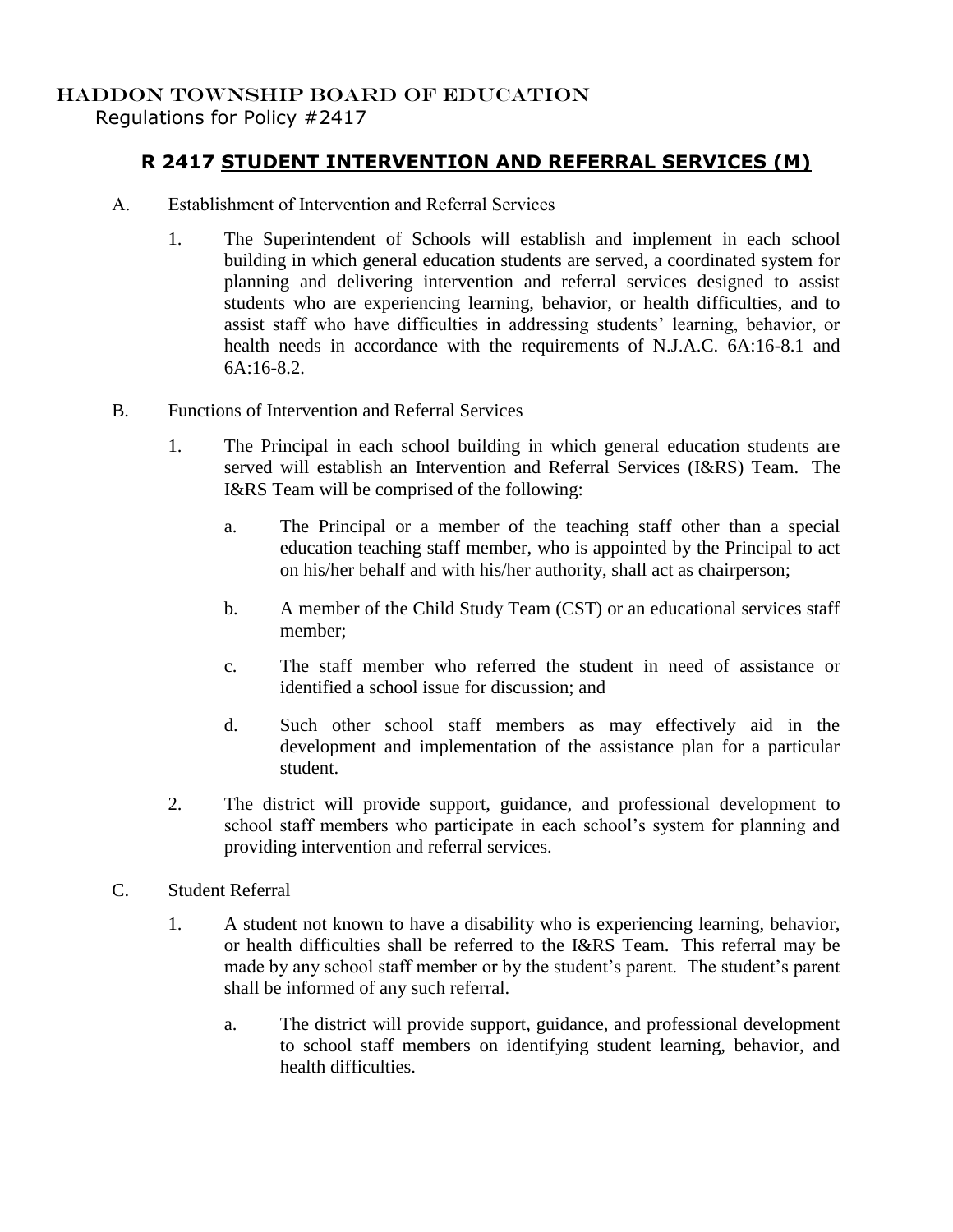HADDON TOWNSHIP BOARD OF EDUCATION
Regulations for Policy #2417

## R 2417 STUDENT INTERVENTION AND REFERRAL SERVICES (M)

A. Establishment of Intervention and Referral Services

1. The Superintendent of Schools will establish and implement in each school building in which general education students are served, a coordinated system for planning and delivering intervention and referral services designed to assist students who are experiencing learning, behavior, or health difficulties, and to assist staff who have difficulties in addressing students' learning, behavior, or health needs in accordance with the requirements of N.J.A.C. 6A:16-8.1 and 6A:16-8.2.

B. Functions of Intervention and Referral Services

1. The Principal in each school building in which general education students are served will establish an Intervention and Referral Services (I&RS) Team. The I&RS Team will be comprised of the following:

   a. The Principal or a member of the teaching staff other than a special education teaching staff member, who is appointed by the Principal to act on his/her behalf and with his/her authority, shall act as chairperson;

   b. A member of the Child Study Team (CST) or an educational services staff member;

   c. The staff member who referred the student in need of assistance or identified a school issue for discussion; and

   d. Such other school staff members as may effectively aid in the development and implementation of the assistance plan for a particular student.

2. The district will provide support, guidance, and professional development to school staff members who participate in each school's system for planning and providing intervention and referral services.

C. Student Referral

1. A student not known to have a disability who is experiencing learning, behavior, or health difficulties shall be referred to the I&RS Team. This referral may be made by any school staff member or by the student's parent. The student's parent shall be informed of any such referral.

   a. The district will provide support, guidance, and professional development to school staff members on identifying student learning, behavior, and health difficulties.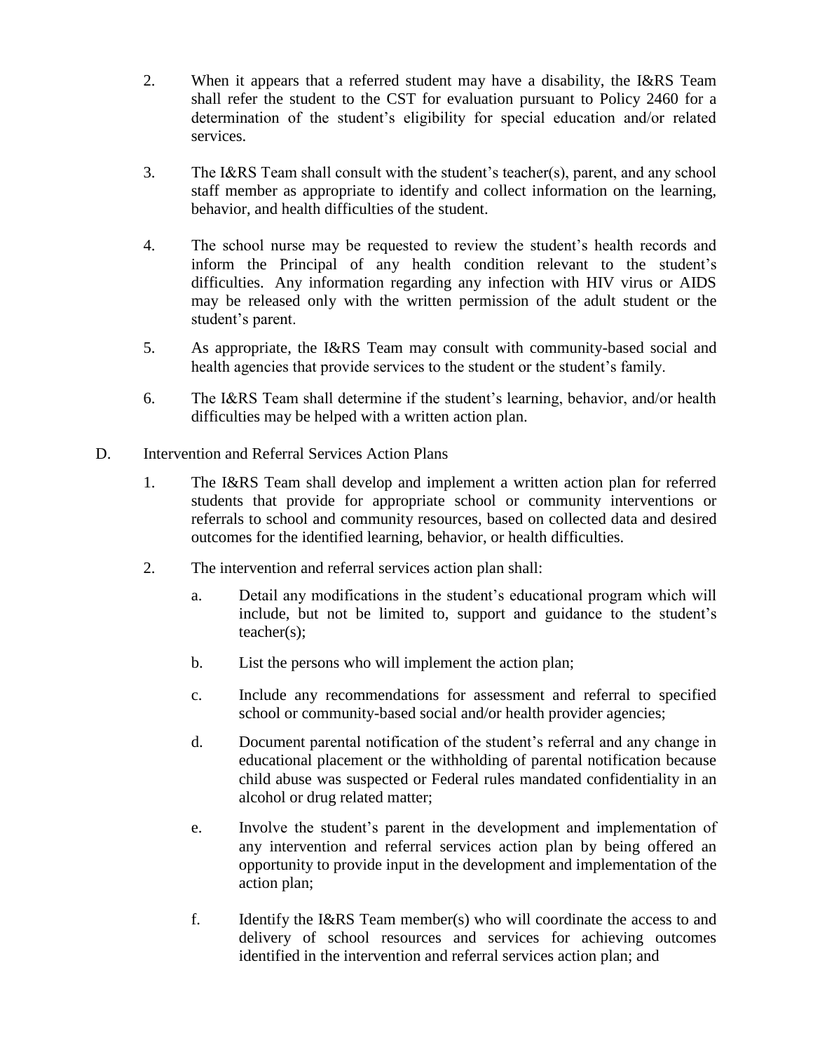2. When it appears that a referred student may have a disability, the I&RS Team shall refer the student to the CST for evaluation pursuant to Policy 2460 for a determination of the student's eligibility for special education and/or related services.

3. The I&RS Team shall consult with the student's teacher(s), parent, and any school staff member as appropriate to identify and collect information on the learning, behavior, and health difficulties of the student.

4. The school nurse may be requested to review the student's health records and inform the Principal of any health condition relevant to the student's difficulties. Any information regarding any infection with HIV virus or AIDS may be released only with the written permission of the adult student or the student's parent.

5. As appropriate, the I&RS Team may consult with community-based social and health agencies that provide services to the student or the student's family.

6. The I&RS Team shall determine if the student's learning, behavior, and/or health difficulties may be helped with a written action plan.

D. Intervention and Referral Services Action Plans

1. The I&RS Team shall develop and implement a written action plan for referred students that provide for appropriate school or community interventions or referrals to school and community resources, based on collected data and desired outcomes for the identified learning, behavior, or health difficulties.

2. The intervention and referral services action plan shall:

   a. Detail any modifications in the student's educational program which will include, but not be limited to, support and guidance to the student's teacher(s);

   b. List the persons who will implement the action plan;

   c. Include any recommendations for assessment and referral to specified school or community-based social and/or health provider agencies;

   d. Document parental notification of the student's referral and any change in educational placement or the withholding of parental notification because child abuse was suspected or Federal rules mandated confidentiality in an alcohol or drug related matter;

   e. Involve the student's parent in the development and implementation of any intervention and referral services action plan by being offered an opportunity to provide input in the development and implementation of the action plan;

   f. Identify the I&RS Team member(s) who will coordinate the access to and delivery of school resources and services for achieving outcomes identified in the intervention and referral services action plan; and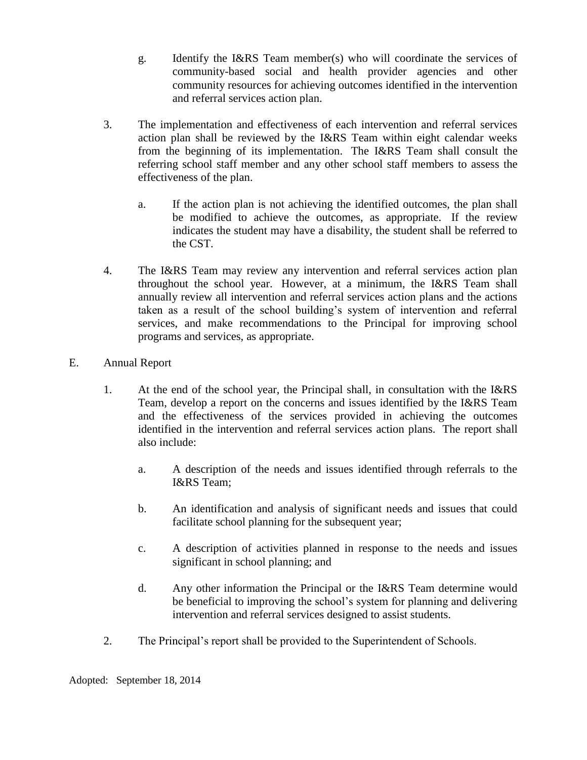g. Identify the I&RS Team member(s) who will coordinate the services of community-based social and health provider agencies and other community resources for achieving outcomes identified in the intervention and referral services action plan.

3. The implementation and effectiveness of each intervention and referral services action plan shall be reviewed by the I&RS Team within eight calendar weeks from the beginning of its implementation. The I&RS Team shall consult the referring school staff member and any other school staff members to assess the effectiveness of the plan.

   a. If the action plan is not achieving the identified outcomes, the plan shall be modified to achieve the outcomes, as appropriate. If the review indicates the student may have a disability, the student shall be referred to the CST.

4. The I&RS Team may review any intervention and referral services action plan throughout the school year. However, at a minimum, the I&RS Team shall annually review all intervention and referral services action plans and the actions taken as a result of the school building's system of intervention and referral services, and make recommendations to the Principal for improving school programs and services, as appropriate.

E. Annual Report

1. At the end of the school year, the Principal shall, in consultation with the I&RS Team, develop a report on the concerns and issues identified by the I&RS Team and the effectiveness of the services provided in achieving the outcomes identified in the intervention and referral services action plans. The report shall also include:

   a. A description of the needs and issues identified through referrals to the I&RS Team;

   b. An identification and analysis of significant needs and issues that could facilitate school planning for the subsequent year;

   c. A description of activities planned in response to the needs and issues significant in school planning; and

   d. Any other information the Principal or the I&RS Team determine would be beneficial to improving the school's system for planning and delivering intervention and referral services designed to assist students.

2. The Principal's report shall be provided to the Superintendent of Schools.

Adopted: September 18, 2014